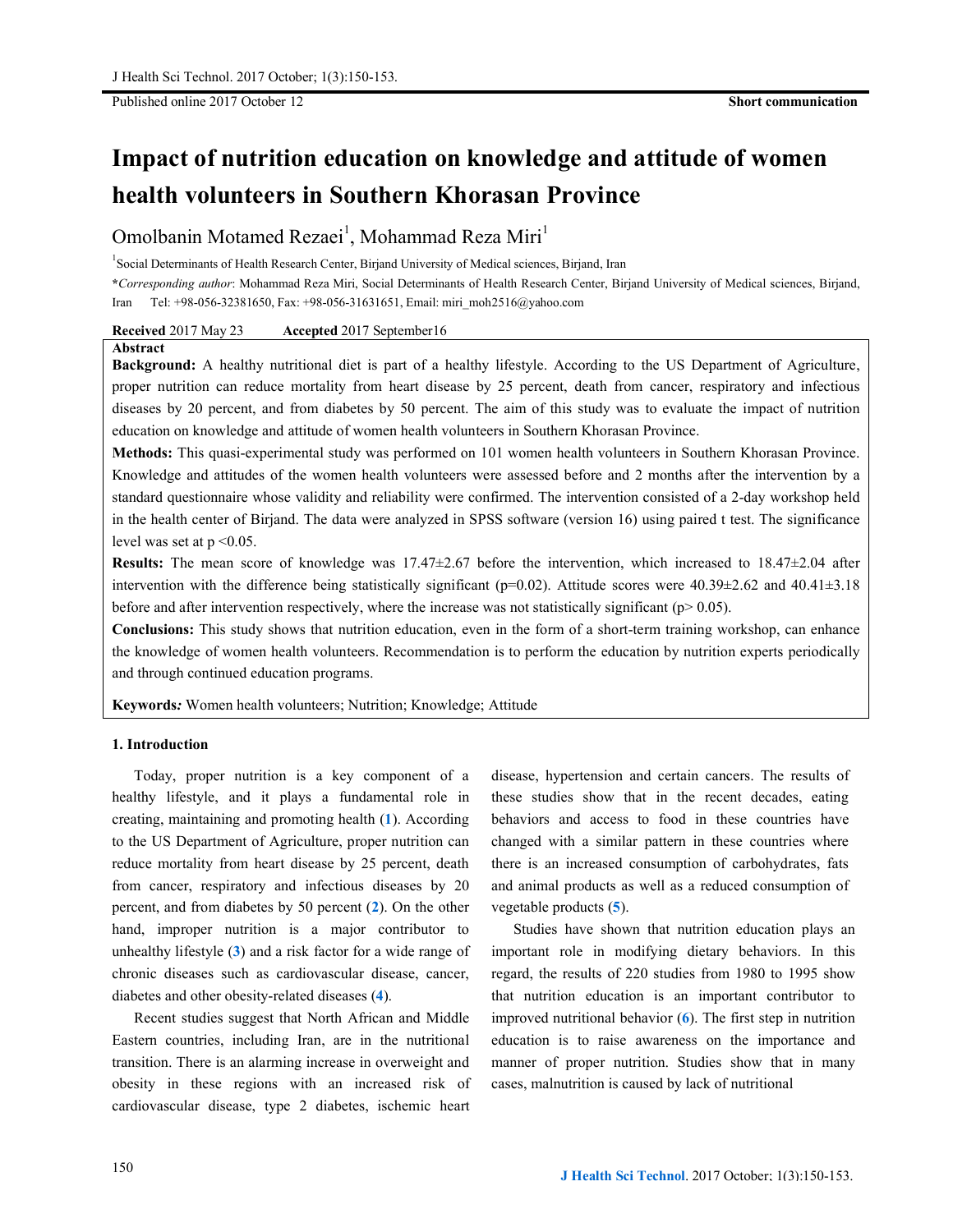Published online 2017 October 12 **Short communication**

# Impact of nutrition education on knowledge and attitude of women health volunteers in Southern Khorasan Province

Omolbanin Motamed Rezaei[1], Mohammad Reza Miri[1]

[1]Social Determinants of Health Research Center, Birjand University of Medical sciences, Birjand, Iran

\**Corresponding author*: Mohammad Reza Miri, Social Determinants of Health Research Center, Birjand University of Medical sciences, Birjand, Iran Tel: +98-056-32381650, Fax: +98-056-31631651, Email: miri_moh2516@yahoo.com

**Received** 2017 May 23 **Accepted** 2017 September16

**Abstract**

**Background:** A healthy nutritional diet is part of a healthy lifestyle. According to the US Department of Agriculture, proper nutrition can reduce mortality from heart disease by 25 percent, death from cancer, respiratory and infectious diseases by 20 percent, and from diabetes by 50 percent. The aim of this study was to evaluate the impact of nutrition education on knowledge and attitude of women health volunteers in Southern Khorasan Province.

**Methods:** This quasi-experimental study was performed on 101 women health volunteers in Southern Khorasan Province. Knowledge and attitudes of the women health volunteers were assessed before and 2 months after the intervention by a standard questionnaire whose validity and reliability were confirmed. The intervention consisted of a 2-day workshop held in the health center of Birjand. The data were analyzed in SPSS software (version 16) using paired t test. The significance level was set at $p < 0.05$.

**Results:** The mean score of knowledge was 17.47±2.67 before the intervention, which increased to 18.47±2.04 after intervention with the difference being statistically significant ($p=0.02$). Attitude scores were 40.39±2.62 and 40.41±3.18 before and after intervention respectively, where the increase was not statistically significant ($p > 0.05$).

**Conclusions:** This study shows that nutrition education, even in the form of a short-term training workshop, can enhance the knowledge of women health volunteers. Recommendation is to perform the education by nutrition experts periodically and through continued education programs.

**Keywords***:* Women health volunteers; Nutrition; Knowledge; Attitude

## 1. Introduction

Today, proper nutrition is a key component of a healthy lifestyle, and it plays a fundamental role in creating, maintaining and promoting health (1). According to the US Department of Agriculture, proper nutrition can reduce mortality from heart disease by 25 percent, death from cancer, respiratory and infectious diseases by 20 percent, and from diabetes by 50 percent (2). On the other hand, improper nutrition is a major contributor to unhealthy lifestyle (3) and a risk factor for a wide range of chronic diseases such as cardiovascular disease, cancer, diabetes and other obesity-related diseases (4).

Recent studies suggest that North African and Middle Eastern countries, including Iran, are in the nutritional transition. There is an alarming increase in overweight and obesity in these regions with an increased risk of cardiovascular disease, type 2 diabetes, ischemic heart disease, hypertension and certain cancers. The results of these studies show that in the recent decades, eating behaviors and access to food in these countries have changed with a similar pattern in these countries where there is an increased consumption of carbohydrates, fats and animal products as well as a reduced consumption of vegetable products (5).

Studies have shown that nutrition education plays an important role in modifying dietary behaviors. In this regard, the results of 220 studies from 1980 to 1995 show that nutrition education is an important contributor to improved nutritional behavior (6). The first step in nutrition education is to raise awareness on the importance and manner of proper nutrition. Studies show that in many cases, malnutrition is caused by lack of nutritional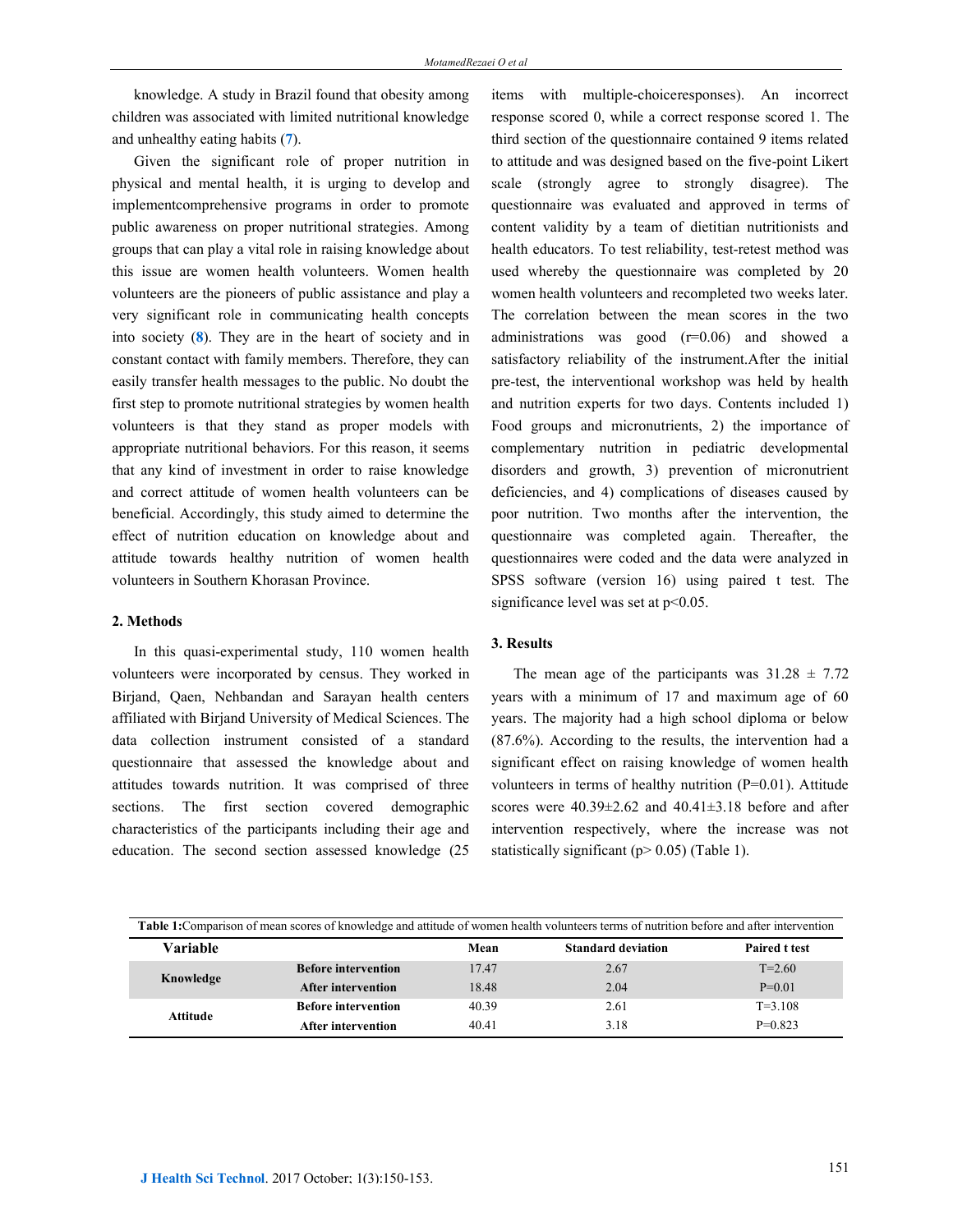knowledge. A study in Brazil found that obesity among children was associated with limited nutritional knowledge and unhealthy eating habits (7).

Given the significant role of proper nutrition in physical and mental health, it is urging to develop and implementcomprehensive programs in order to promote public awareness on proper nutritional strategies. Among groups that can play a vital role in raising knowledge about this issue are women health volunteers. Women health volunteers are the pioneers of public assistance and play a very significant role in communicating health concepts into society (8). They are in the heart of society and in constant contact with family members. Therefore, they can easily transfer health messages to the public. No doubt the first step to promote nutritional strategies by women health volunteers is that they stand as proper models with appropriate nutritional behaviors. For this reason, it seems that any kind of investment in order to raise knowledge and correct attitude of women health volunteers can be beneficial. Accordingly, this study aimed to determine the effect of nutrition education on knowledge about and attitude towards healthy nutrition of women health volunteers in Southern Khorasan Province.

## 2. Methods

In this quasi-experimental study, 110 women health volunteers were incorporated by census. They worked in Birjand, Qaen, Nehbandan and Sarayan health centers affiliated with Birjand University of Medical Sciences. The data collection instrument consisted of a standard questionnaire that assessed the knowledge about and attitudes towards nutrition. It was comprised of three sections. The first section covered demographic characteristics of the participants including their age and education. The second section assessed knowledge (25 items with multiple-choiceresponses). An incorrect response scored 0, while a correct response scored 1. The third section of the questionnaire contained 9 items related to attitude and was designed based on the five-point Likert scale (strongly agree to strongly disagree). The questionnaire was evaluated and approved in terms of content validity by a team of dietitian nutritionists and health educators. To test reliability, test-retest method was used whereby the questionnaire was completed by 20 women health volunteers and recompleted two weeks later. The correlation between the mean scores in the two administrations was good (r=0.06) and showed a satisfactory reliability of the instrument.After the initial pre-test, the interventional workshop was held by health and nutrition experts for two days. Contents included 1) Food groups and micronutrients, 2) the importance of complementary nutrition in pediatric developmental disorders and growth, 3) prevention of micronutrient deficiencies, and 4) complications of diseases caused by poor nutrition. Two months after the intervention, the questionnaire was completed again. Thereafter, the questionnaires were coded and the data were analyzed in SPSS software (version 16) using paired t test. The significance level was set at $p<0.05$.

## 3. Results

The mean age of the participants was $31.28 \pm 7.72$ years with a minimum of 17 and maximum age of 60 years. The majority had a high school diploma or below (87.6%). According to the results, the intervention had a significant effect on raising knowledge of women health volunteers in terms of healthy nutrition (P=0.01). Attitude scores were $40.39\pm2.62$ and $40.41\pm3.18$ before and after intervention respectively, where the increase was not statistically significant ($p> 0.05$) (Table 1).

**Table 1:**Comparison of mean scores of knowledge and attitude of women health volunteers terms of nutrition before and after intervention

| Variable | | Mean | Standard deviation | Paired t test |
|---|---|---|---|---|
| Knowledge | Before intervention | 17.47 | 2.67 | T=2.60 |
| | After intervention | 18.48 | 2.04 | P=0.01 |
| Attitude | Before intervention | 40.39 | 2.61 | T=3.108 |
| | After intervention | 40.41 | 3.18 | P=0.823 |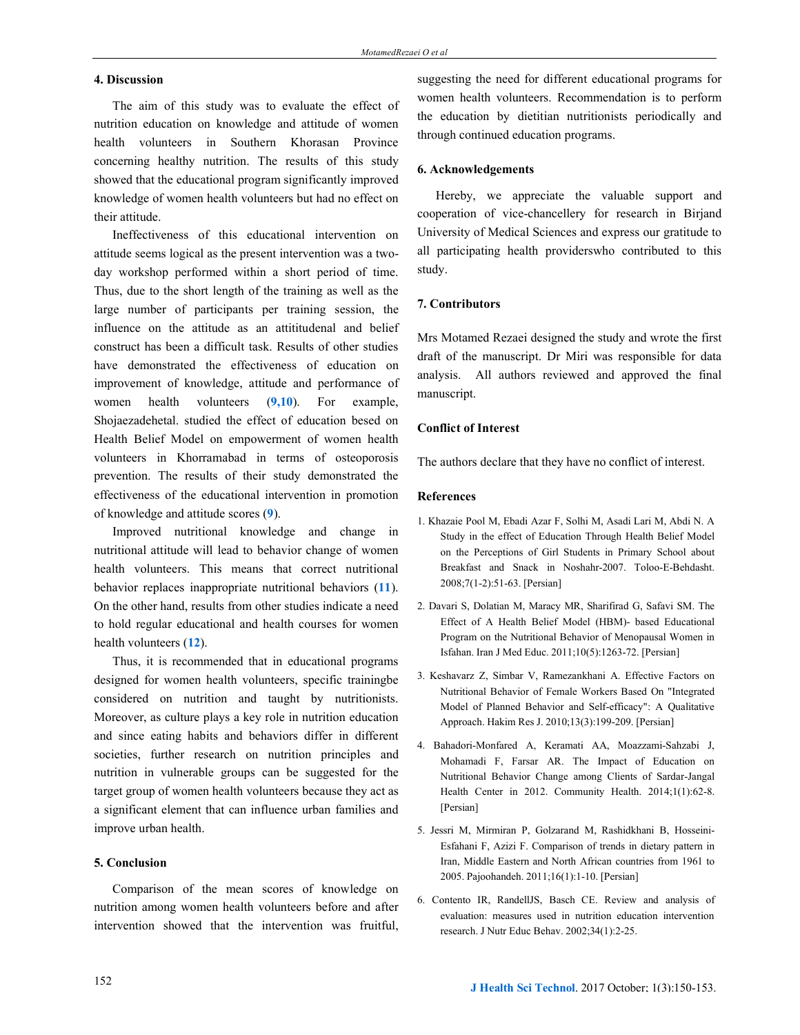## 4. Discussion

The aim of this study was to evaluate the effect of nutrition education on knowledge and attitude of women health volunteers in Southern Khorasan Province concerning healthy nutrition. The results of this study showed that the educational program significantly improved knowledge of women health volunteers but had no effect on their attitude.

Ineffectiveness of this educational intervention on attitude seems logical as the present intervention was a two-day workshop performed within a short period of time. Thus, due to the short length of the training as well as the large number of participants per training session, the influence on the attitude as an attititudenal and belief construct has been a difficult task. Results of other studies have demonstrated the effectiveness of education on improvement of knowledge, attitude and performance of women health volunteers (9,10). For example, Shojaezadehetal. studied the effect of education besed on Health Belief Model on empowerment of women health volunteers in Khorramabad in terms of osteoporosis prevention. The results of their study demonstrated the effectiveness of the educational intervention in promotion of knowledge and attitude scores (9).

Improved nutritional knowledge and change in nutritional attitude will lead to behavior change of women health volunteers. This means that correct nutritional behavior replaces inappropriate nutritional behaviors (11). On the other hand, results from other studies indicate a need to hold regular educational and health courses for women health volunteers (12).

Thus, it is recommended that in educational programs designed for women health volunteers, specific trainingbe considered on nutrition and taught by nutritionists. Moreover, as culture plays a key role in nutrition education and since eating habits and behaviors differ in different societies, further research on nutrition principles and nutrition in vulnerable groups can be suggested for the target group of women health volunteers because they act as a significant element that can influence urban families and improve urban health.

## 5. Conclusion

Comparison of the mean scores of knowledge on nutrition among women health volunteers before and after intervention showed that the intervention was fruitful, suggesting the need for different educational programs for women health volunteers. Recommendation is to perform the education by dietitian nutritionists periodically and through continued education programs.

## 6. Acknowledgements

Hereby, we appreciate the valuable support and cooperation of vice-chancellery for research in Birjand University of Medical Sciences and express our gratitude to all participating health providerswho contributed to this study.

## 7. Contributors

Mrs Motamed Rezaei designed the study and wrote the first draft of the manuscript. Dr Miri was responsible for data analysis. All authors reviewed and approved the final manuscript.

## Conflict of Interest

The authors declare that they have no conflict of interest.

## References

1. Khazaie Pool M, Ebadi Azar F, Solhi M, Asadi Lari M, Abdi N. A Study in the effect of Education Through Health Belief Model on the Perceptions of Girl Students in Primary School about Breakfast and Snack in Noshahr-2007. Toloo-E-Behdasht. 2008;7(1-2):51-63. [Persian]
2. Davari S, Dolatian M, Maracy MR, Sharifirad G, Safavi SM. The Effect of A Health Belief Model (HBM)- based Educational Program on the Nutritional Behavior of Menopausal Women in Isfahan. Iran J Med Educ. 2011;10(5):1263-72. [Persian]
3. Keshavarz Z, Simbar V, Ramezankhani A. Effective Factors on Nutritional Behavior of Female Workers Based On "Integrated Model of Planned Behavior and Self-efficacy": A Qualitative Approach. Hakim Res J. 2010;13(3):199-209. [Persian]
4. Bahadori-Monfared A, Keramati AA, Moazzami-Sahzabi J, Mohamadi F, Farsar AR. The Impact of Education on Nutritional Behavior Change among Clients of Sardar-Jangal Health Center in 2012. Community Health. 2014;1(1):62-8. [Persian]
5. Jessri M, Mirmiran P, Golzarand M, Rashidkhani B, Hosseini-Esfahani F, Azizi F. Comparison of trends in dietary pattern in Iran, Middle Eastern and North African countries from 1961 to 2005. Pajoohandeh. 2011;16(1):1-10. [Persian]
6. Contento IR, RandellJS, Basch CE. Review and analysis of evaluation: measures used in nutrition education intervention research. J Nutr Educ Behav. 2002;34(1):2-25.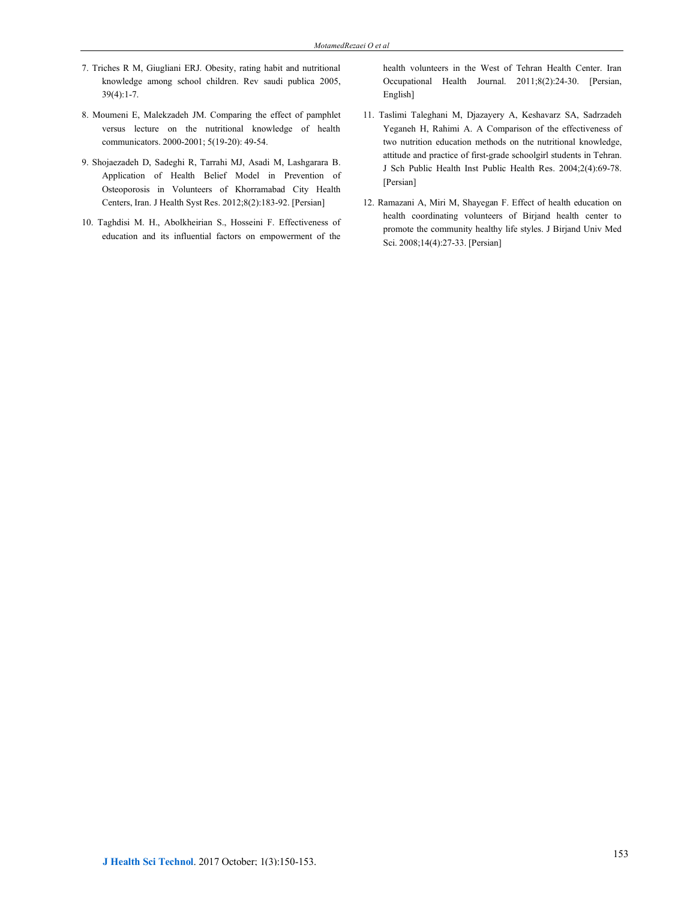7. Triches R M, Giugliani ERJ. Obesity, rating habit and nutritional knowledge among school children. Rev saudi publica 2005, 39(4):1-7.

8. Moumeni E, Malekzadeh JM. Comparing the effect of pamphlet versus lecture on the nutritional knowledge of health communicators. 2000-2001; 5(19-20): 49-54.

9. Shojaezadeh D, Sadeghi R, Tarrahi MJ, Asadi M, Lashgarara B. Application of Health Belief Model in Prevention of Osteoporosis in Volunteers of Khorramabad City Health Centers, Iran. J Health Syst Res. 2012;8(2):183-92. [Persian]

10. Taghdisi M. H., Abolkheirian S., Hosseini F. Effectiveness of education and its influential factors on empowerment of the health volunteers in the West of Tehran Health Center. Iran Occupational Health Journal. 2011;8(2):24-30. [Persian, English]

11. Taslimi Taleghani M, Djazayery A, Keshavarz SA, Sadrzadeh Yeganeh H, Rahimi A. A Comparison of the effectiveness of two nutrition education methods on the nutritional knowledge, attitude and practice of first-grade schoolgirl students in Tehran. J Sch Public Health Inst Public Health Res. 2004;2(4):69-78. [Persian]

12. Ramazani A, Miri M, Shayegan F. Effect of health education on health coordinating volunteers of Birjand health center to promote the community healthy life styles. J Birjand Univ Med Sci. 2008;14(4):27-33. [Persian]